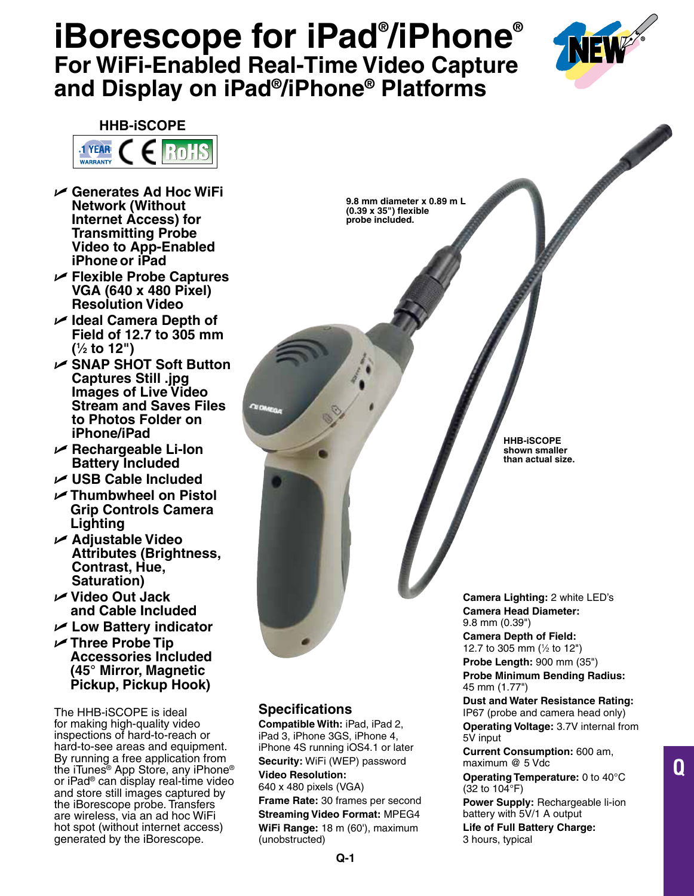# iBorescope for iPad®/iPhone®

## For WiFi-Enabled Real-Time Video Capture and Display on iPad®/iPhone® Platforms

NEW®

**HHB-iSCOPE**

1 YEAR WARRANTY CE RoHS

- **Generates Ad Hoc WiFi Network (Without Internet Access) for Transmitting Probe Video to App-Enabled iPhone or iPad**
- **Flexible Probe Captures VGA (640 x 480 Pixel) Resolution Video**
- **Ideal Camera Depth of Field of 12.7 to 305 mm (½ to 12")**
- **SNAP SHOT Soft Button Captures Still .jpg Images of Live Video Stream and Saves Files to Photos Folder on iPhone/iPad**
- **Rechargeable Li-Ion Battery Included**
- **USB Cable Included**
- **Thumbwheel on Pistol Grip Controls Camera Lighting**
- **Adjustable Video Attributes (Brightness, Contrast, Hue, Saturation)**
- **Video Out Jack and Cable Included**
- **Low Battery indicator**
- **Three Probe Tip Accessories Included (45° Mirror, Magnetic Pickup, Pickup Hook)**

The HHB-iSCOPE is ideal for making high-quality video inspections of hard-to-reach or hard-to-see areas and equipment. By running a free application from the iTunes® App Store, any iPhone® or iPad® can display real-time video and store still images captured by the iBorescope probe. Transfers are wireless, via an ad hoc WiFi hot spot (without internet access) generated by the iBorescope.

**9.8 mm diameter x 0.89 m L (0.39 x 35") flexible probe included.**

**HHB-iSCOPE shown smaller than actual size.**

## Specifications

**Compatible With:** iPad, iPad 2, iPad 3, iPhone 3GS, iPhone 4, iPhone 4S running iOS4.1 or later

**Security:** WiFi (WEP) password

**Video Resolution:** 640 x 480 pixels (VGA)

**Frame Rate:** 30 frames per second

**Streaming Video Format:** MPEG4

**WiFi Range:** 18 m (60'), maximum (unobstructed)

**Camera Lighting:** 2 white LED's

**Camera Head Diameter:** 9.8 mm (0.39")

**Camera Depth of Field:** 12.7 to 305 mm (½ to 12")

**Probe Length:** 900 mm (35")

**Probe Minimum Bending Radius:** 45 mm (1.77")

**Dust and Water Resistance Rating:** IP67 (probe and camera head only)

**Operating Voltage:** 3.7V internal from 5V input

**Current Consumption:** 600 am, maximum @ 5 Vdc

**Operating Temperature:** 0 to 40°C (32 to 104°F)

**Power Supply:** Rechargeable li-ion battery with 5V/1 A output

**Life of Full Battery Charge:** 3 hours, typical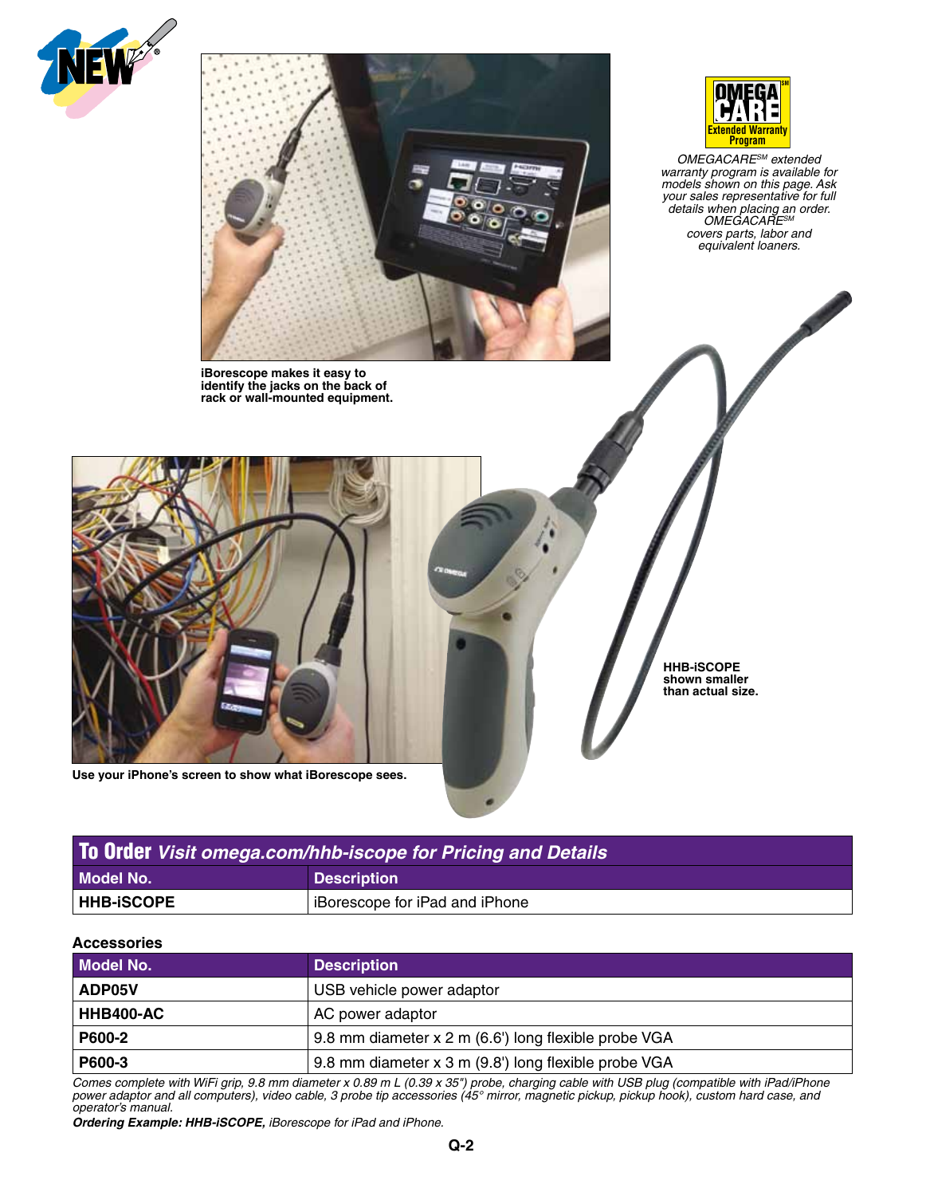OMEGACARE[SM] extended warranty program is available for models shown on this page. Ask your sales representative for full details when placing an order. OMEGACARE[SM] covers parts, labor and equivalent loaners.

iBorescope makes it easy to identify the jacks on the back of rack or wall-mounted equipment.

Use your iPhone's screen to show what iBorescope sees.

HHB-iSCOPE shown smaller than actual size.

## To Order *Visit omega.com/hhb-iscope for Pricing and Details*

| Model No. | Description |
|---|---|
| **HHB-iSCOPE** | iBorescope for iPad and iPhone |

**Accessories**

| Model No. | Description |
|---|---|
| **ADP05V** | USB vehicle power adaptor |
| **HHB400-AC** | AC power adaptor |
| **P600-2** | 9.8 mm diameter x 2 m (6.6') long flexible probe VGA |
| **P600-3** | 9.8 mm diameter x 3 m (9.8') long flexible probe VGA |

*Comes complete with WiFi grip, 9.8 mm diameter x 0.89 m L (0.39 x 35") probe, charging cable with USB plug (compatible with iPad/iPhone power adaptor and all computers), video cable, 3 probe tip accessories (45° mirror, magnetic pickup, pickup hook), custom hard case, and operator's manual.*

***Ordering Example: HHB-iSCOPE,*** *iBorescope for iPad and iPhone.*